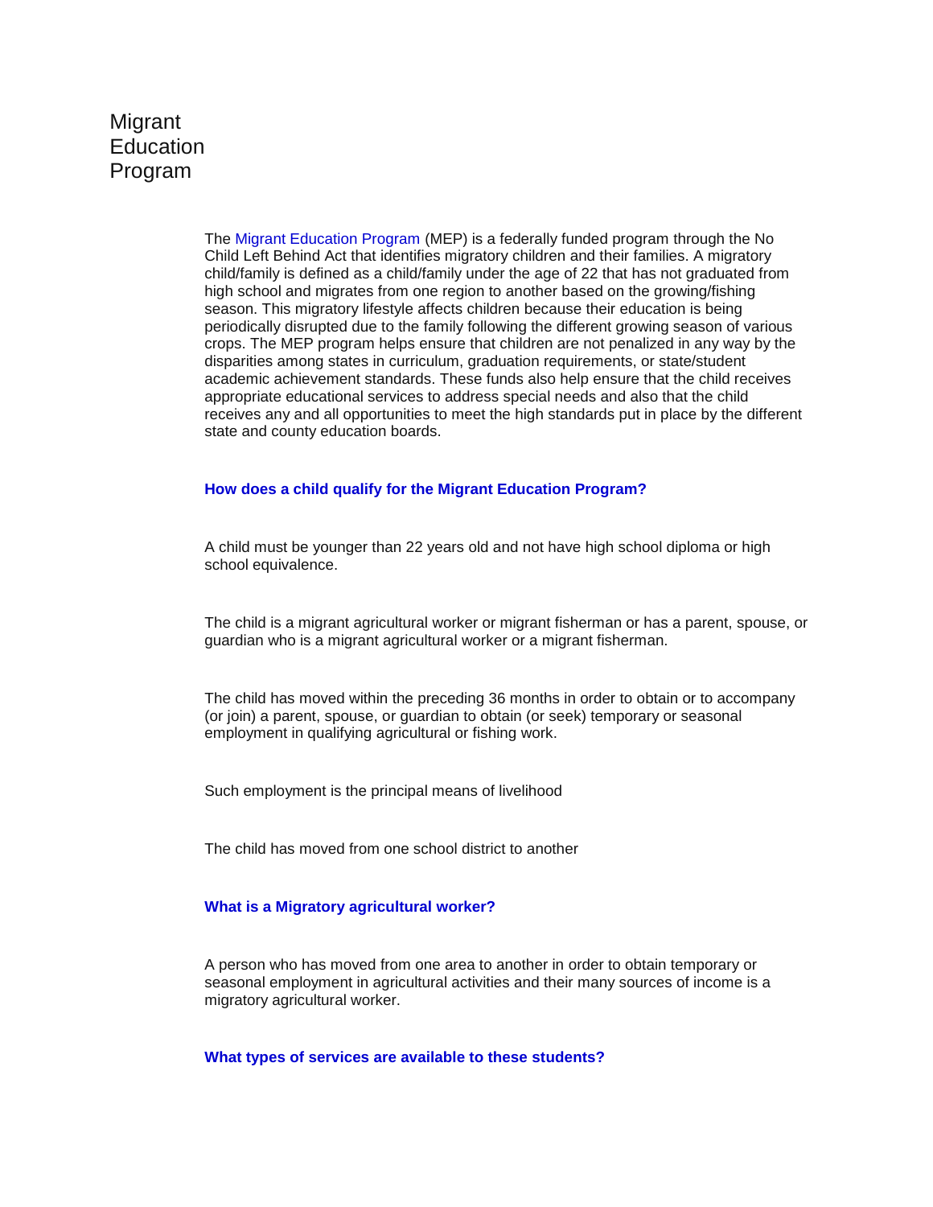# Migrant Education Program

The Migrant Education Program (MEP) is a federally funded program through the No Child Left Behind Act that identifies migratory children and their families. A migratory child/family is defined as a child/family under the age of 22 that has not graduated from high school and migrates from one region to another based on the growing/fishing season. This migratory lifestyle affects children because their education is being periodically disrupted due to the family following the different growing season of various crops. The MEP program helps ensure that children are not penalized in any way by the disparities among states in curriculum, graduation requirements, or state/student academic achievement standards. These funds also help ensure that the child receives appropriate educational services to address special needs and also that the child receives any and all opportunities to meet the high standards put in place by the different state and county education boards.

**How does a child qualify for the Migrant Education Program?**

A child must be younger than 22 years old and not have high school diploma or high school equivalence.

The child is a migrant agricultural worker or migrant fisherman or has a parent, spouse, or guardian who is a migrant agricultural worker or a migrant fisherman.

The child has moved within the preceding 36 months in order to obtain or to accompany (or join) a parent, spouse, or guardian to obtain (or seek) temporary or seasonal employment in qualifying agricultural or fishing work.

Such employment is the principal means of livelihood

The child has moved from one school district to another

**What is a Migratory agricultural worker?**

A person who has moved from one area to another in order to obtain temporary or seasonal employment in agricultural activities and their many sources of income is a migratory agricultural worker.

**What types of services are available to these students?**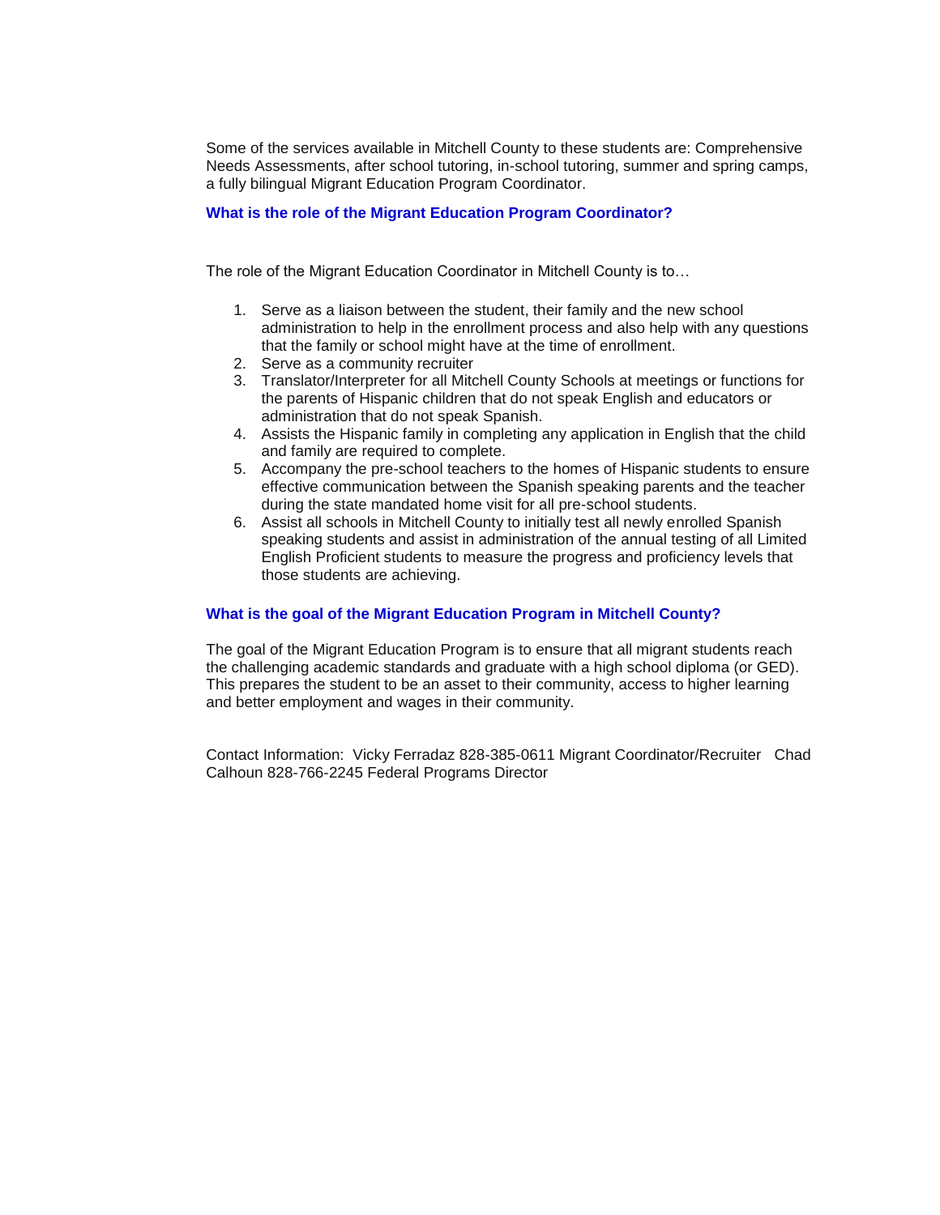Some of the services available in Mitchell County to these students are: Comprehensive Needs Assessments, after school tutoring, in-school tutoring, summer and spring camps, a fully bilingual Migrant Education Program Coordinator.

### What is the role of the Migrant Education Program Coordinator?

The role of the Migrant Education Coordinator in Mitchell County is to…

1. Serve as a liaison between the student, their family and the new school administration to help in the enrollment process and also help with any questions that the family or school might have at the time of enrollment.
2. Serve as a community recruiter
3. Translator/Interpreter for all Mitchell County Schools at meetings or functions for the parents of Hispanic children that do not speak English and educators or administration that do not speak Spanish.
4. Assists the Hispanic family in completing any application in English that the child and family are required to complete.
5. Accompany the pre-school teachers to the homes of Hispanic students to ensure effective communication between the Spanish speaking parents and the teacher during the state mandated home visit for all pre-school students.
6. Assist all schools in Mitchell County to initially test all newly enrolled Spanish speaking students and assist in administration of the annual testing of all Limited English Proficient students to measure the progress and proficiency levels that those students are achieving.

### What is the goal of the Migrant Education Program in Mitchell County?

The goal of the Migrant Education Program is to ensure that all migrant students reach the challenging academic standards and graduate with a high school diploma (or GED). This prepares the student to be an asset to their community, access to higher learning and better employment and wages in their community.

Contact Information: Vicky Ferradaz 828-385-0611 Migrant Coordinator/Recruiter Chad Calhoun 828-766-2245 Federal Programs Director